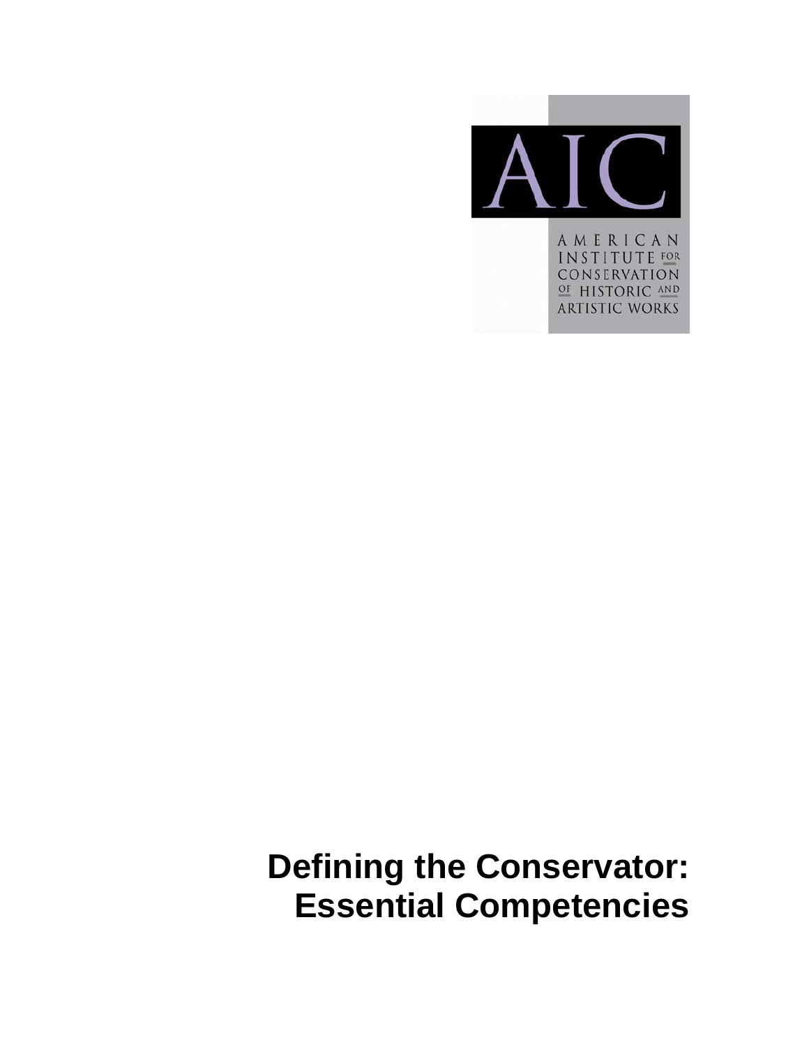AIC

AMERICAN INSTITUTE FOR CONSERVATION OF HISTORIC AND ARTISTIC WORKS

# Defining the Conservator: Essential Competencies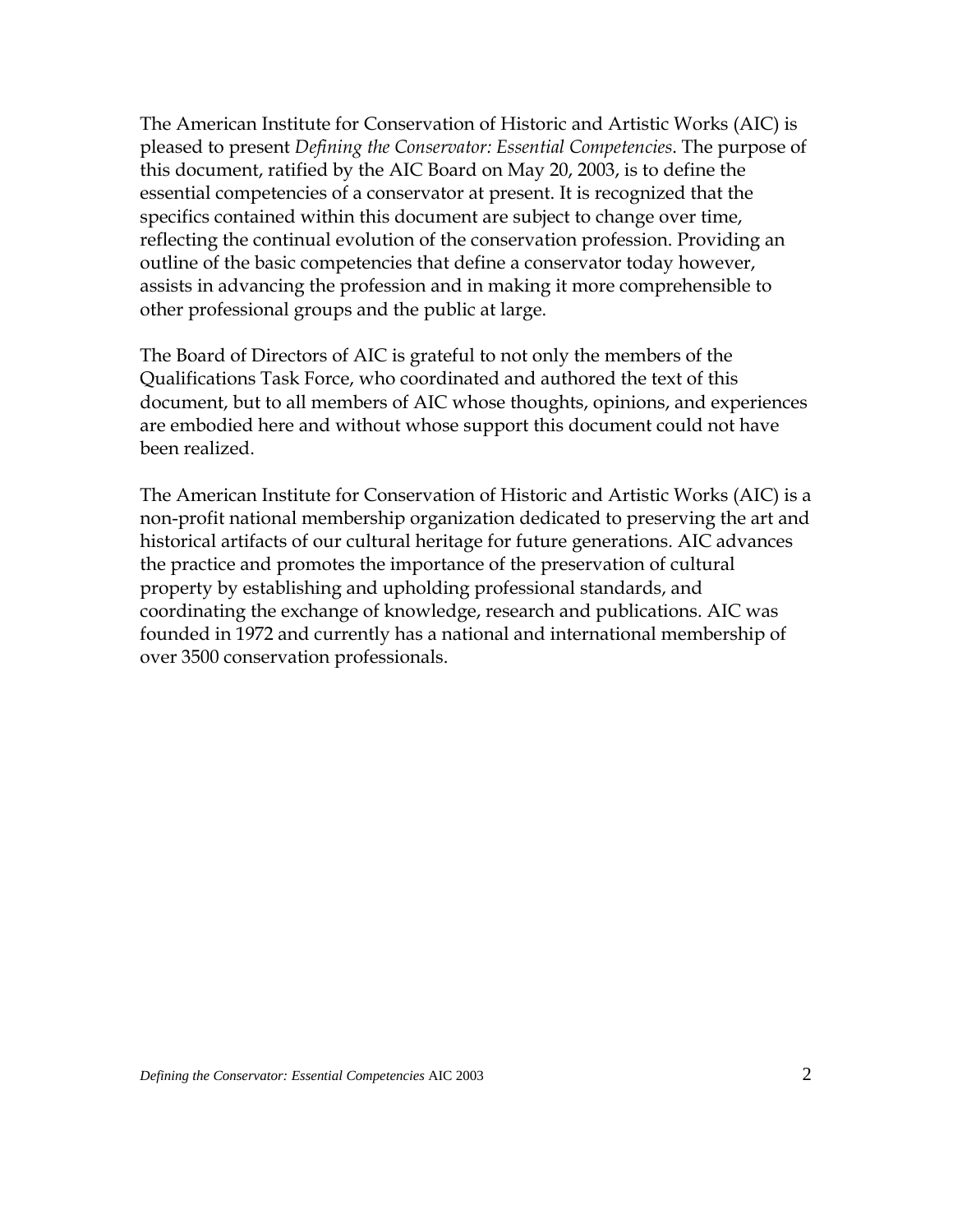The American Institute for Conservation of Historic and Artistic Works (AIC) is pleased to present *Defining the Conservator: Essential Competencies*. The purpose of this document, ratified by the AIC Board on May 20, 2003, is to define the essential competencies of a conservator at present. It is recognized that the specifics contained within this document are subject to change over time, reflecting the continual evolution of the conservation profession. Providing an outline of the basic competencies that define a conservator today however, assists in advancing the profession and in making it more comprehensible to other professional groups and the public at large.

The Board of Directors of AIC is grateful to not only the members of the Qualifications Task Force, who coordinated and authored the text of this document, but to all members of AIC whose thoughts, opinions, and experiences are embodied here and without whose support this document could not have been realized.

The American Institute for Conservation of Historic and Artistic Works (AIC) is a non-profit national membership organization dedicated to preserving the art and historical artifacts of our cultural heritage for future generations. AIC advances the practice and promotes the importance of the preservation of cultural property by establishing and upholding professional standards, and coordinating the exchange of knowledge, research and publications. AIC was founded in 1972 and currently has a national and international membership of over 3500 conservation professionals.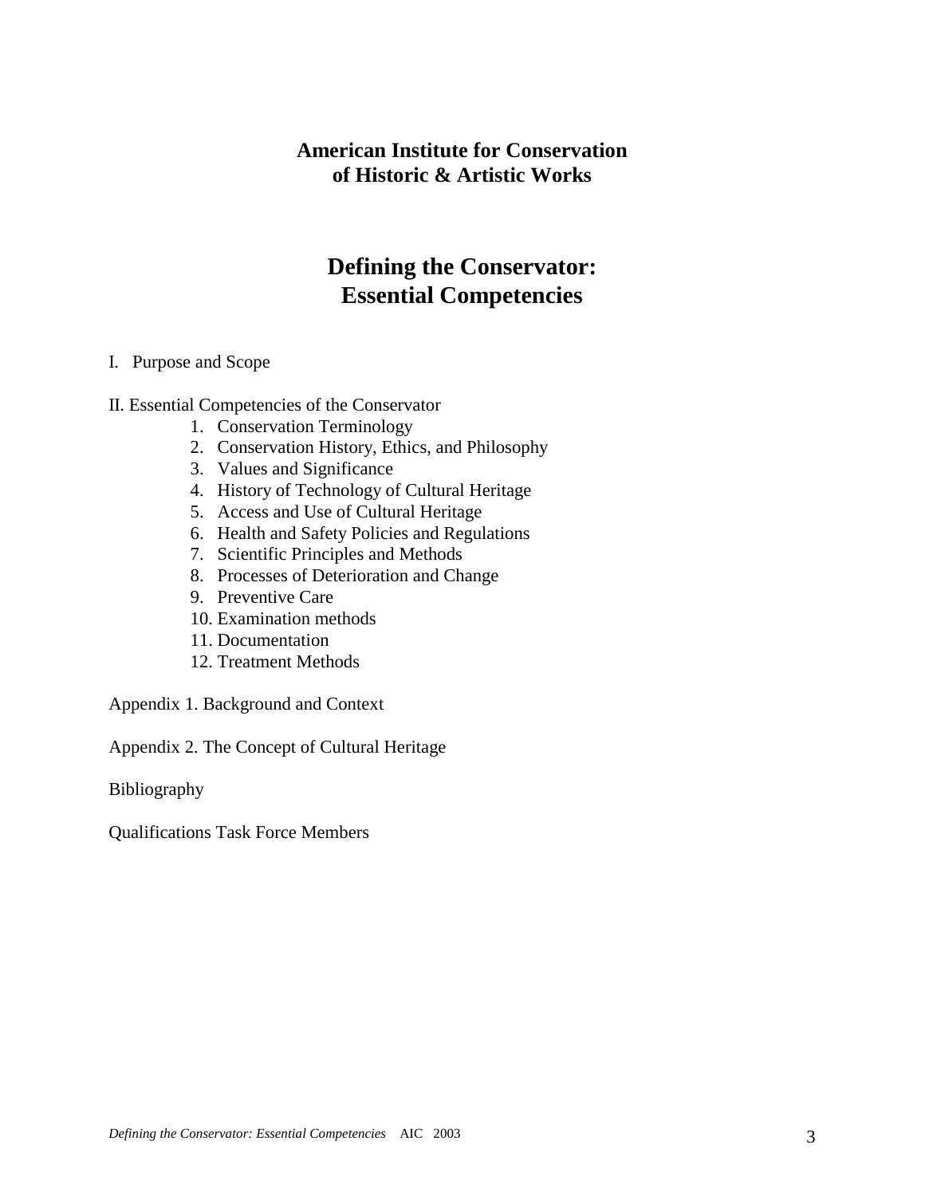**American Institute for Conservation of Historic & Artistic Works**

# Defining the Conservator: Essential Competencies

I. Purpose and Scope

II. Essential Competencies of the Conservator

1. Conservation Terminology
2. Conservation History, Ethics, and Philosophy
3. Values and Significance
4. History of Technology of Cultural Heritage
5. Access and Use of Cultural Heritage
6. Health and Safety Policies and Regulations
7. Scientific Principles and Methods
8. Processes of Deterioration and Change
9. Preventive Care
10. Examination methods
11. Documentation
12. Treatment Methods

Appendix 1. Background and Context

Appendix 2. The Concept of Cultural Heritage

Bibliography

Qualifications Task Force Members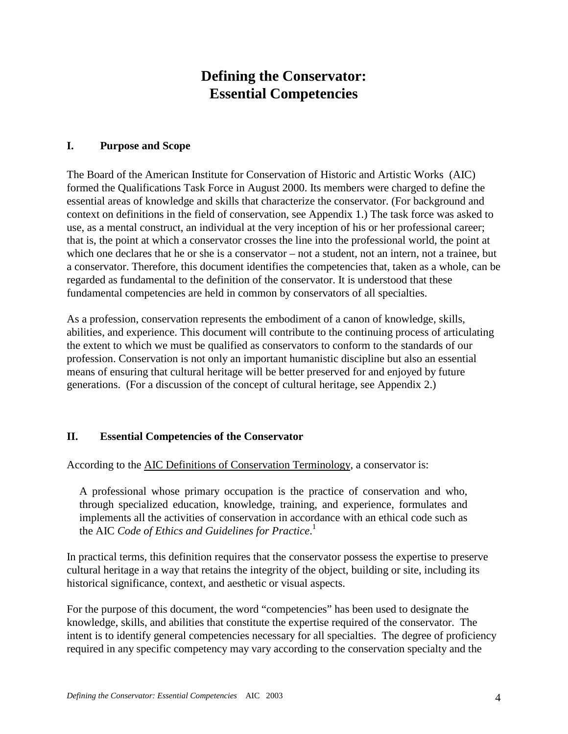# Defining the Conservator: Essential Competencies

## I. Purpose and Scope

The Board of the American Institute for Conservation of Historic and Artistic Works (AIC) formed the Qualifications Task Force in August 2000. Its members were charged to define the essential areas of knowledge and skills that characterize the conservator. (For background and context on definitions in the field of conservation, see Appendix 1.) The task force was asked to use, as a mental construct, an individual at the very inception of his or her professional career; that is, the point at which a conservator crosses the line into the professional world, the point at which one declares that he or she is a conservator – not a student, not an intern, not a trainee, but a conservator. Therefore, this document identifies the competencies that, taken as a whole, can be regarded as fundamental to the definition of the conservator. It is understood that these fundamental competencies are held in common by conservators of all specialties.

As a profession, conservation represents the embodiment of a canon of knowledge, skills, abilities, and experience. This document will contribute to the continuing process of articulating the extent to which we must be qualified as conservators to conform to the standards of our profession. Conservation is not only an important humanistic discipline but also an essential means of ensuring that cultural heritage will be better preserved for and enjoyed by future generations. (For a discussion of the concept of cultural heritage, see Appendix 2.)

## II. Essential Competencies of the Conservator

According to the AIC Definitions of Conservation Terminology, a conservator is:

> A professional whose primary occupation is the practice of conservation and who, through specialized education, knowledge, training, and experience, formulates and implements all the activities of conservation in accordance with an ethical code such as the AIC *Code of Ethics and Guidelines for Practice*.[1]

In practical terms, this definition requires that the conservator possess the expertise to preserve cultural heritage in a way that retains the integrity of the object, building or site, including its historical significance, context, and aesthetic or visual aspects.

For the purpose of this document, the word "competencies" has been used to designate the knowledge, skills, and abilities that constitute the expertise required of the conservator. The intent is to identify general competencies necessary for all specialties. The degree of proficiency required in any specific competency may vary according to the conservation specialty and the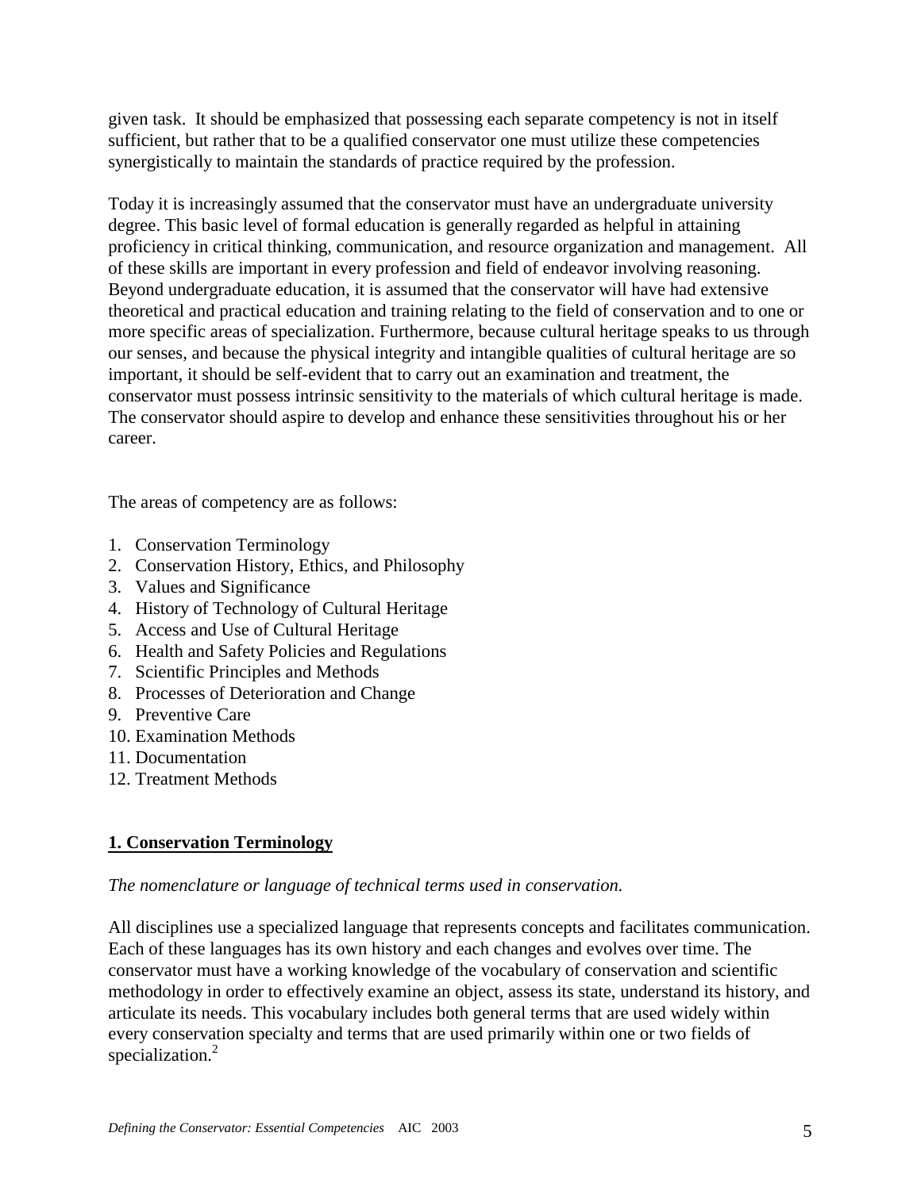given task. It should be emphasized that possessing each separate competency is not in itself sufficient, but rather that to be a qualified conservator one must utilize these competencies synergistically to maintain the standards of practice required by the profession.

Today it is increasingly assumed that the conservator must have an undergraduate university degree. This basic level of formal education is generally regarded as helpful in attaining proficiency in critical thinking, communication, and resource organization and management. All of these skills are important in every profession and field of endeavor involving reasoning. Beyond undergraduate education, it is assumed that the conservator will have had extensive theoretical and practical education and training relating to the field of conservation and to one or more specific areas of specialization. Furthermore, because cultural heritage speaks to us through our senses, and because the physical integrity and intangible qualities of cultural heritage are so important, it should be self-evident that to carry out an examination and treatment, the conservator must possess intrinsic sensitivity to the materials of which cultural heritage is made. The conservator should aspire to develop and enhance these sensitivities throughout his or her career.

The areas of competency are as follows:

1. Conservation Terminology
2. Conservation History, Ethics, and Philosophy
3. Values and Significance
4. History of Technology of Cultural Heritage
5. Access and Use of Cultural Heritage
6. Health and Safety Policies and Regulations
7. Scientific Principles and Methods
8. Processes of Deterioration and Change
9. Preventive Care
10. Examination Methods
11. Documentation
12. Treatment Methods

## 1. Conservation Terminology

*The nomenclature or language of technical terms used in conservation.*

All disciplines use a specialized language that represents concepts and facilitates communication. Each of these languages has its own history and each changes and evolves over time. The conservator must have a working knowledge of the vocabulary of conservation and scientific methodology in order to effectively examine an object, assess its state, understand its history, and articulate its needs. This vocabulary includes both general terms that are used widely within every conservation specialty and terms that are used primarily within one or two fields of specialization.[2]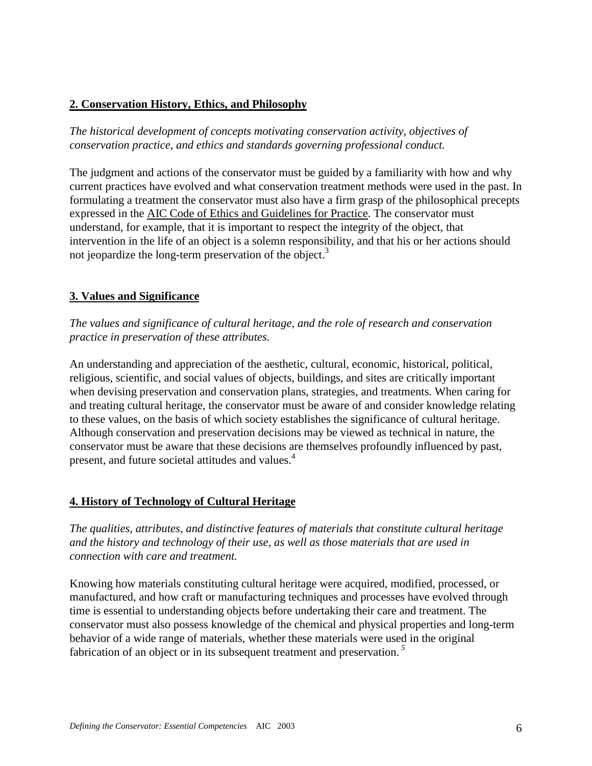## 2. Conservation History, Ethics, and Philosophy

*The historical development of concepts motivating conservation activity, objectives of conservation practice, and ethics and standards governing professional conduct.*

The judgment and actions of the conservator must be guided by a familiarity with how and why current practices have evolved and what conservation treatment methods were used in the past. In formulating a treatment the conservator must also have a firm grasp of the philosophical precepts expressed in the AIC Code of Ethics and Guidelines for Practice. The conservator must understand, for example, that it is important to respect the integrity of the object, that intervention in the life of an object is a solemn responsibility, and that his or her actions should not jeopardize the long-term preservation of the object.[3]

## 3. Values and Significance

*The values and significance of cultural heritage, and the role of research and conservation practice in preservation of these attributes.*

An understanding and appreciation of the aesthetic, cultural, economic, historical, political, religious, scientific, and social values of objects, buildings, and sites are critically important when devising preservation and conservation plans, strategies, and treatments. When caring for and treating cultural heritage, the conservator must be aware of and consider knowledge relating to these values, on the basis of which society establishes the significance of cultural heritage. Although conservation and preservation decisions may be viewed as technical in nature, the conservator must be aware that these decisions are themselves profoundly influenced by past, present, and future societal attitudes and values.[4]

## 4. History of Technology of Cultural Heritage

*The qualities, attributes, and distinctive features of materials that constitute cultural heritage and the history and technology of their use, as well as those materials that are used in connection with care and treatment.*

Knowing how materials constituting cultural heritage were acquired, modified, processed, or manufactured, and how craft or manufacturing techniques and processes have evolved through time is essential to understanding objects before undertaking their care and treatment. The conservator must also possess knowledge of the chemical and physical properties and long-term behavior of a wide range of materials, whether these materials were used in the original fabrication of an object or in its subsequent treatment and preservation.[5]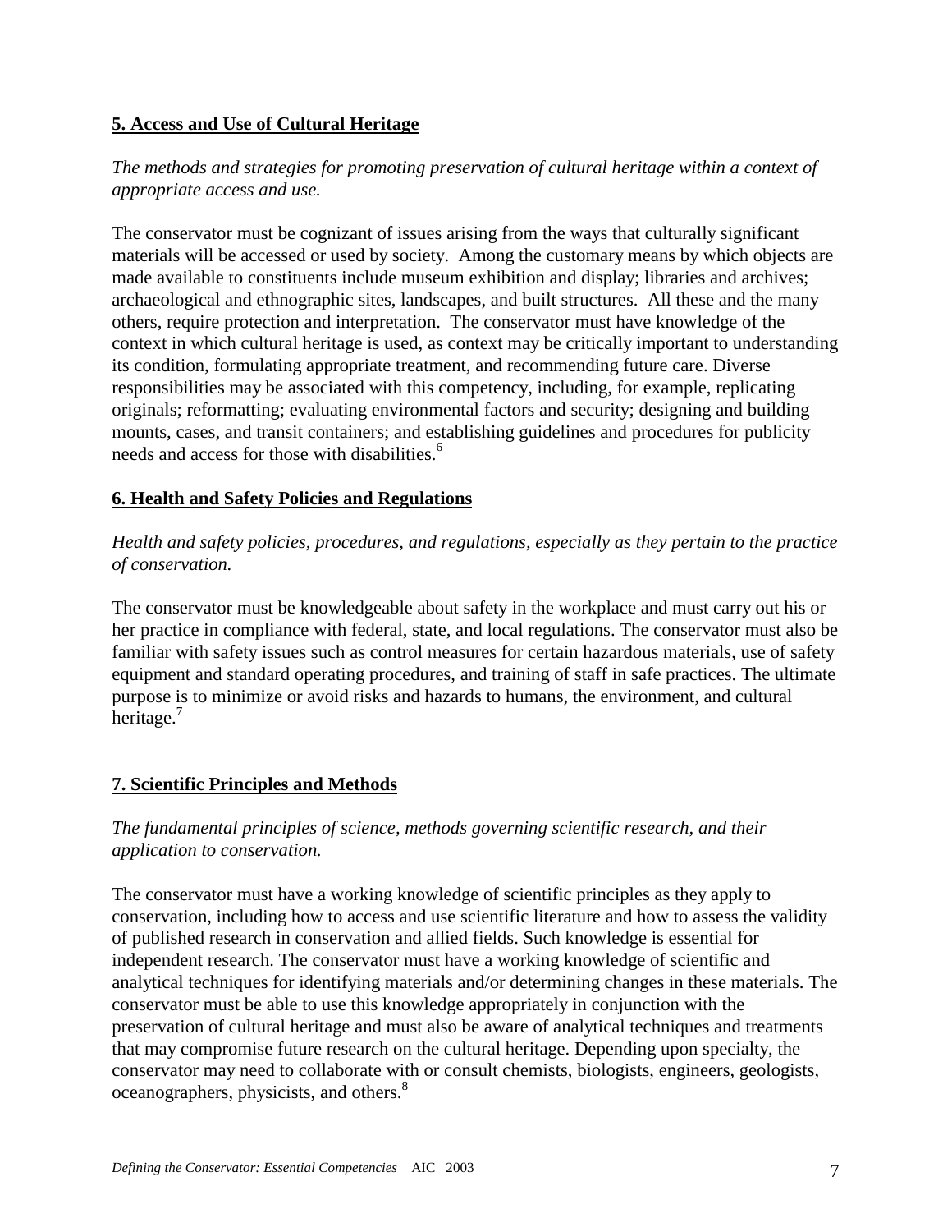## 5. Access and Use of Cultural Heritage

*The methods and strategies for promoting preservation of cultural heritage within a context of appropriate access and use.*

The conservator must be cognizant of issues arising from the ways that culturally significant materials will be accessed or used by society. Among the customary means by which objects are made available to constituents include museum exhibition and display; libraries and archives; archaeological and ethnographic sites, landscapes, and built structures. All these and the many others, require protection and interpretation. The conservator must have knowledge of the context in which cultural heritage is used, as context may be critically important to understanding its condition, formulating appropriate treatment, and recommending future care. Diverse responsibilities may be associated with this competency, including, for example, replicating originals; reformatting; evaluating environmental factors and security; designing and building mounts, cases, and transit containers; and establishing guidelines and procedures for publicity needs and access for those with disabilities.[6]

## 6. Health and Safety Policies and Regulations

*Health and safety policies, procedures, and regulations, especially as they pertain to the practice of conservation.*

The conservator must be knowledgeable about safety in the workplace and must carry out his or her practice in compliance with federal, state, and local regulations. The conservator must also be familiar with safety issues such as control measures for certain hazardous materials, use of safety equipment and standard operating procedures, and training of staff in safe practices. The ultimate purpose is to minimize or avoid risks and hazards to humans, the environment, and cultural heritage.[7]

## 7. Scientific Principles and Methods

*The fundamental principles of science, methods governing scientific research, and their application to conservation.*

The conservator must have a working knowledge of scientific principles as they apply to conservation, including how to access and use scientific literature and how to assess the validity of published research in conservation and allied fields. Such knowledge is essential for independent research. The conservator must have a working knowledge of scientific and analytical techniques for identifying materials and/or determining changes in these materials. The conservator must be able to use this knowledge appropriately in conjunction with the preservation of cultural heritage and must also be aware of analytical techniques and treatments that may compromise future research on the cultural heritage. Depending upon specialty, the conservator may need to collaborate with or consult chemists, biologists, engineers, geologists, oceanographers, physicists, and others.[8]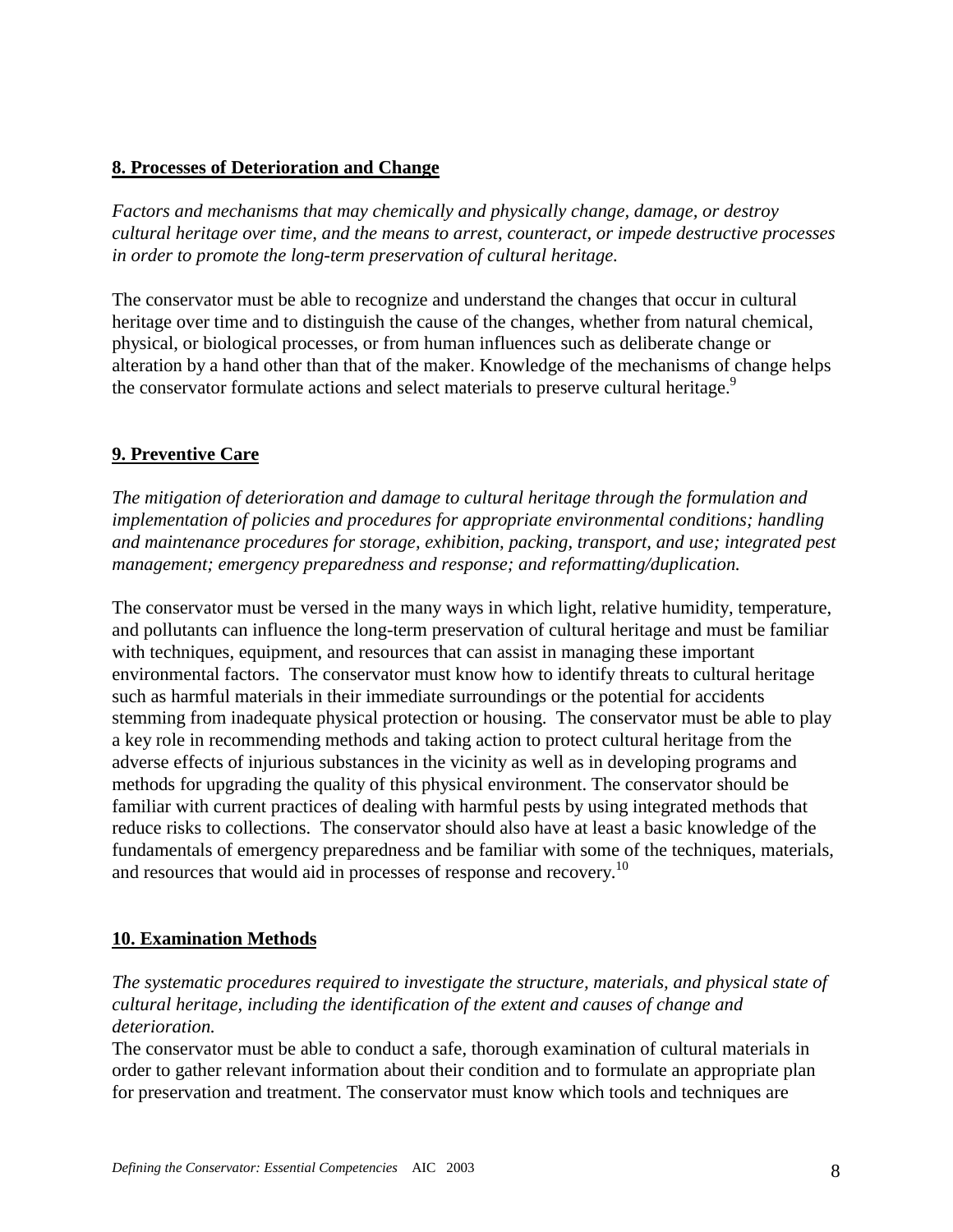**8. Processes of Deterioration and Change**

*Factors and mechanisms that may chemically and physically change, damage, or destroy cultural heritage over time, and the means to arrest, counteract, or impede destructive processes in order to promote the long-term preservation of cultural heritage.*

The conservator must be able to recognize and understand the changes that occur in cultural heritage over time and to distinguish the cause of the changes, whether from natural chemical, physical, or biological processes, or from human influences such as deliberate change or alteration by a hand other than that of the maker. Knowledge of the mechanisms of change helps the conservator formulate actions and select materials to preserve cultural heritage.[9]

**9. Preventive Care**

*The mitigation of deterioration and damage to cultural heritage through the formulation and implementation of policies and procedures for appropriate environmental conditions; handling and maintenance procedures for storage, exhibition, packing, transport, and use; integrated pest management; emergency preparedness and response; and reformatting/duplication.*

The conservator must be versed in the many ways in which light, relative humidity, temperature, and pollutants can influence the long-term preservation of cultural heritage and must be familiar with techniques, equipment, and resources that can assist in managing these important environmental factors. The conservator must know how to identify threats to cultural heritage such as harmful materials in their immediate surroundings or the potential for accidents stemming from inadequate physical protection or housing. The conservator must be able to play a key role in recommending methods and taking action to protect cultural heritage from the adverse effects of injurious substances in the vicinity as well as in developing programs and methods for upgrading the quality of this physical environment. The conservator should be familiar with current practices of dealing with harmful pests by using integrated methods that reduce risks to collections. The conservator should also have at least a basic knowledge of the fundamentals of emergency preparedness and be familiar with some of the techniques, materials, and resources that would aid in processes of response and recovery.[10]

**10. Examination Methods**

*The systematic procedures required to investigate the structure, materials, and physical state of cultural heritage, including the identification of the extent and causes of change and deterioration.*

The conservator must be able to conduct a safe, thorough examination of cultural materials in order to gather relevant information about their condition and to formulate an appropriate plan for preservation and treatment. The conservator must know which tools and techniques are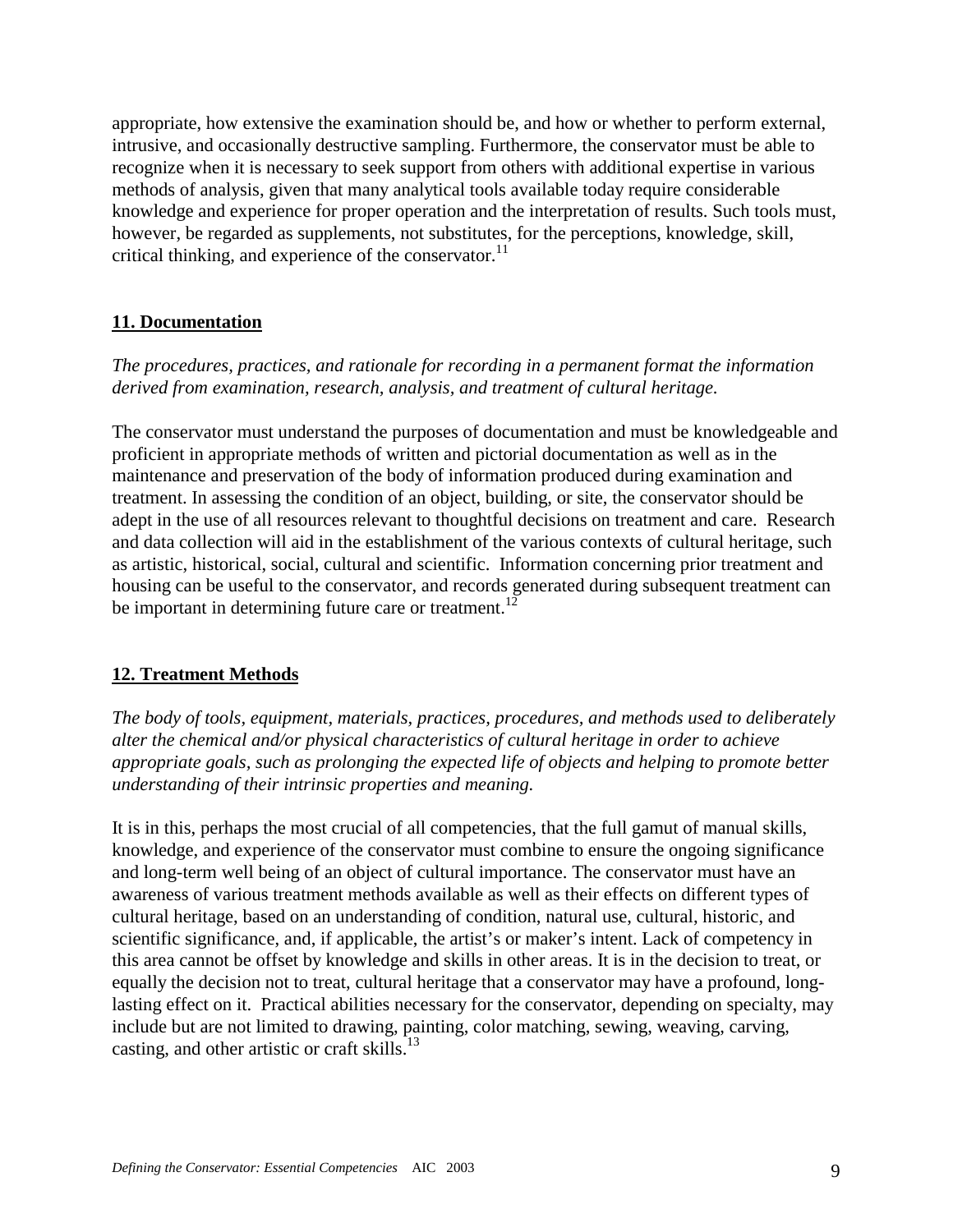appropriate, how extensive the examination should be, and how or whether to perform external, intrusive, and occasionally destructive sampling. Furthermore, the conservator must be able to recognize when it is necessary to seek support from others with additional expertise in various methods of analysis, given that many analytical tools available today require considerable knowledge and experience for proper operation and the interpretation of results. Such tools must, however, be regarded as supplements, not substitutes, for the perceptions, knowledge, skill, critical thinking, and experience of the conservator.[11]

## 11. Documentation

*The procedures, practices, and rationale for recording in a permanent format the information derived from examination, research, analysis, and treatment of cultural heritage.*

The conservator must understand the purposes of documentation and must be knowledgeable and proficient in appropriate methods of written and pictorial documentation as well as in the maintenance and preservation of the body of information produced during examination and treatment. In assessing the condition of an object, building, or site, the conservator should be adept in the use of all resources relevant to thoughtful decisions on treatment and care. Research and data collection will aid in the establishment of the various contexts of cultural heritage, such as artistic, historical, social, cultural and scientific. Information concerning prior treatment and housing can be useful to the conservator, and records generated during subsequent treatment can be important in determining future care or treatment.[12]

## 12. Treatment Methods

*The body of tools, equipment, materials, practices, procedures, and methods used to deliberately alter the chemical and/or physical characteristics of cultural heritage in order to achieve appropriate goals, such as prolonging the expected life of objects and helping to promote better understanding of their intrinsic properties and meaning.*

It is in this, perhaps the most crucial of all competencies, that the full gamut of manual skills, knowledge, and experience of the conservator must combine to ensure the ongoing significance and long-term well being of an object of cultural importance. The conservator must have an awareness of various treatment methods available as well as their effects on different types of cultural heritage, based on an understanding of condition, natural use, cultural, historic, and scientific significance, and, if applicable, the artist's or maker's intent. Lack of competency in this area cannot be offset by knowledge and skills in other areas. It is in the decision to treat, or equally the decision not to treat, cultural heritage that a conservator may have a profound, long-lasting effect on it. Practical abilities necessary for the conservator, depending on specialty, may include but are not limited to drawing, painting, color matching, sewing, weaving, carving, casting, and other artistic or craft skills.[13]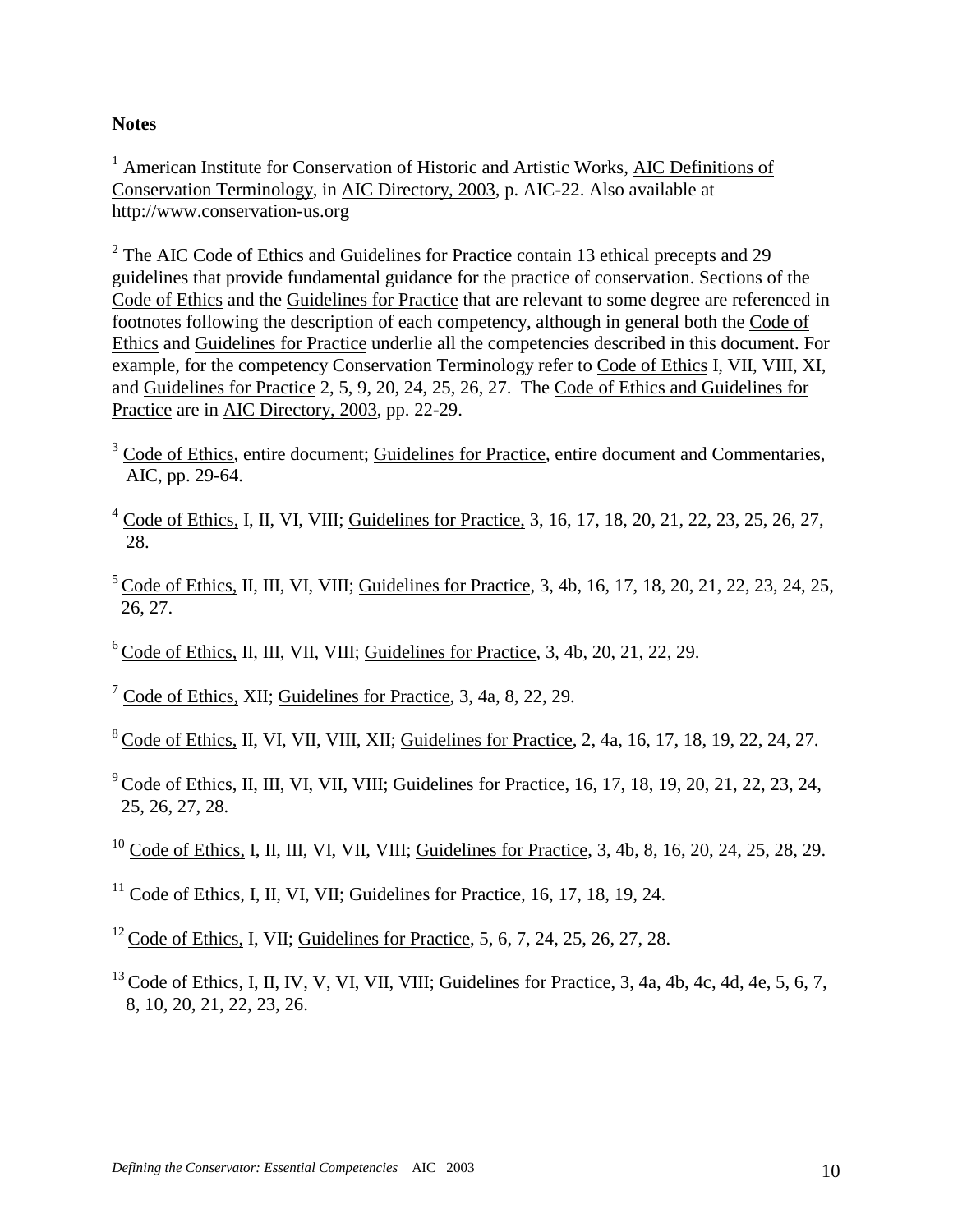**Notes**

[1] American Institute for Conservation of Historic and Artistic Works, AIC Definitions of Conservation Terminology, in AIC Directory, 2003, p. AIC-22. Also available at http://www.conservation-us.org

[2] The AIC Code of Ethics and Guidelines for Practice contain 13 ethical precepts and 29 guidelines that provide fundamental guidance for the practice of conservation. Sections of the Code of Ethics and the Guidelines for Practice that are relevant to some degree are referenced in footnotes following the description of each competency, although in general both the Code of Ethics and Guidelines for Practice underlie all the competencies described in this document. For example, for the competency Conservation Terminology refer to Code of Ethics I, VII, VIII, XI, and Guidelines for Practice 2, 5, 9, 20, 24, 25, 26, 27. The Code of Ethics and Guidelines for Practice are in AIC Directory, 2003, pp. 22-29.

[3] Code of Ethics, entire document; Guidelines for Practice, entire document and Commentaries, AIC, pp. 29-64.

[4] Code of Ethics, I, II, VI, VIII; Guidelines for Practice, 3, 16, 17, 18, 20, 21, 22, 23, 25, 26, 27, 28.

[5] Code of Ethics, II, III, VI, VIII; Guidelines for Practice, 3, 4b, 16, 17, 18, 20, 21, 22, 23, 24, 25, 26, 27.

[6] Code of Ethics, II, III, VII, VIII; Guidelines for Practice, 3, 4b, 20, 21, 22, 29.

[7] Code of Ethics, XII; Guidelines for Practice, 3, 4a, 8, 22, 29.

[8] Code of Ethics, II, VI, VII, VIII, XII; Guidelines for Practice, 2, 4a, 16, 17, 18, 19, 22, 24, 27.

[9] Code of Ethics, II, III, VI, VII, VIII; Guidelines for Practice, 16, 17, 18, 19, 20, 21, 22, 23, 24, 25, 26, 27, 28.

[10] Code of Ethics, I, II, III, VI, VII, VIII; Guidelines for Practice, 3, 4b, 8, 16, 20, 24, 25, 28, 29.

[11] Code of Ethics, I, II, VI, VII; Guidelines for Practice, 16, 17, 18, 19, 24.

[12] Code of Ethics, I, VII; Guidelines for Practice, 5, 6, 7, 24, 25, 26, 27, 28.

[13] Code of Ethics, I, II, IV, V, VI, VII, VIII; Guidelines for Practice, 3, 4a, 4b, 4c, 4d, 4e, 5, 6, 7, 8, 10, 20, 21, 22, 23, 26.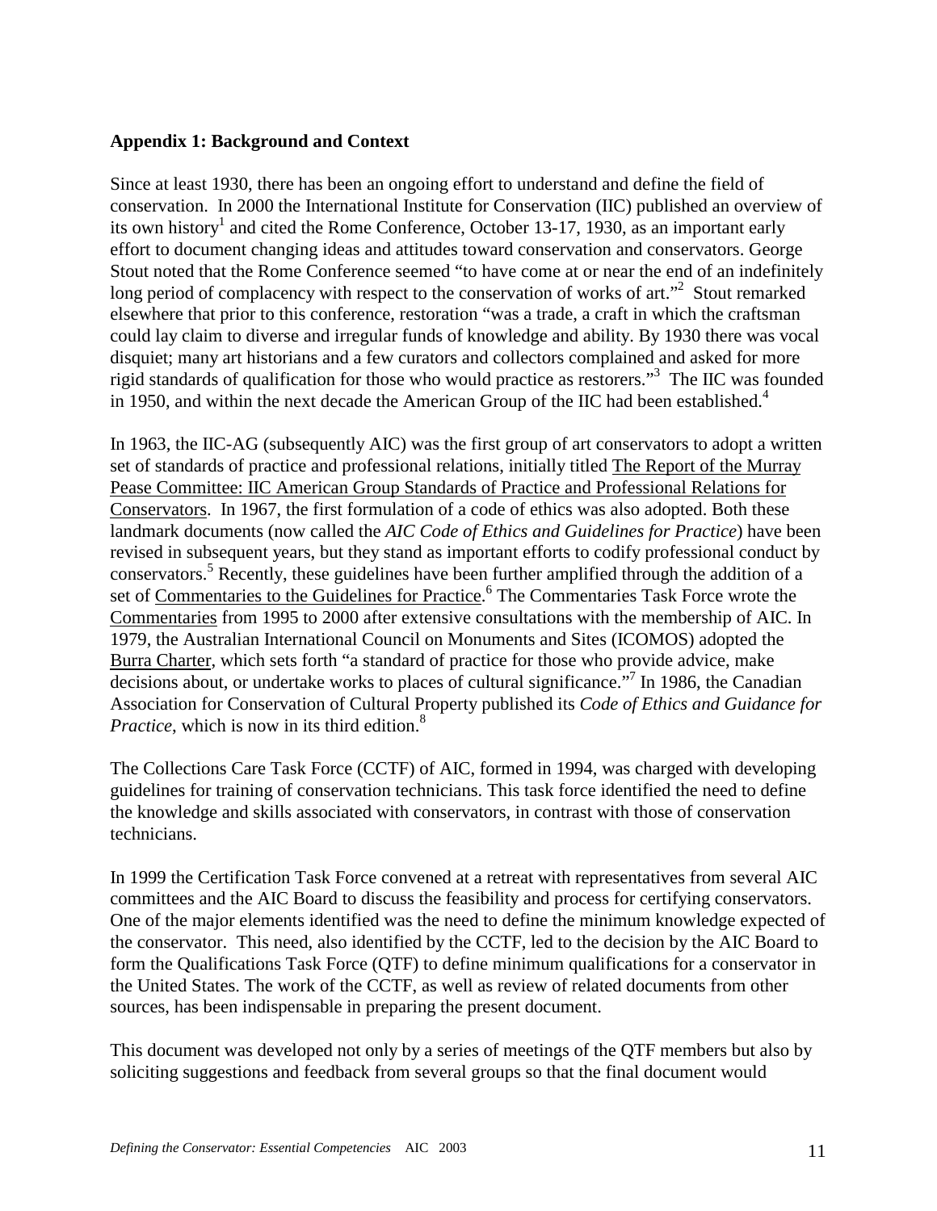**Appendix 1: Background and Context**

Since at least 1930, there has been an ongoing effort to understand and define the field of conservation. In 2000 the International Institute for Conservation (IIC) published an overview of its own history[1] and cited the Rome Conference, October 13-17, 1930, as an important early effort to document changing ideas and attitudes toward conservation and conservators. George Stout noted that the Rome Conference seemed "to have come at or near the end of an indefinitely long period of complacency with respect to the conservation of works of art."[2] Stout remarked elsewhere that prior to this conference, restoration "was a trade, a craft in which the craftsman could lay claim to diverse and irregular funds of knowledge and ability. By 1930 there was vocal disquiet; many art historians and a few curators and collectors complained and asked for more rigid standards of qualification for those who would practice as restorers."[3] The IIC was founded in 1950, and within the next decade the American Group of the IIC had been established.[4]

In 1963, the IIC-AG (subsequently AIC) was the first group of art conservators to adopt a written set of standards of practice and professional relations, initially titled The Report of the Murray Pease Committee: IIC American Group Standards of Practice and Professional Relations for Conservators. In 1967, the first formulation of a code of ethics was also adopted. Both these landmark documents (now called the *AIC Code of Ethics and Guidelines for Practice*) have been revised in subsequent years, but they stand as important efforts to codify professional conduct by conservators.[5] Recently, these guidelines have been further amplified through the addition of a set of Commentaries to the Guidelines for Practice.[6] The Commentaries Task Force wrote the Commentaries from 1995 to 2000 after extensive consultations with the membership of AIC. In 1979, the Australian International Council on Monuments and Sites (ICOMOS) adopted the Burra Charter, which sets forth "a standard of practice for those who provide advice, make decisions about, or undertake works to places of cultural significance."[7] In 1986, the Canadian Association for Conservation of Cultural Property published its *Code of Ethics and Guidance for Practice*, which is now in its third edition.[8]

The Collections Care Task Force (CCTF) of AIC, formed in 1994, was charged with developing guidelines for training of conservation technicians. This task force identified the need to define the knowledge and skills associated with conservators, in contrast with those of conservation technicians.

In 1999 the Certification Task Force convened at a retreat with representatives from several AIC committees and the AIC Board to discuss the feasibility and process for certifying conservators. One of the major elements identified was the need to define the minimum knowledge expected of the conservator. This need, also identified by the CCTF, led to the decision by the AIC Board to form the Qualifications Task Force (QTF) to define minimum qualifications for a conservator in the United States. The work of the CCTF, as well as review of related documents from other sources, has been indispensable in preparing the present document.

This document was developed not only by a series of meetings of the QTF members but also by soliciting suggestions and feedback from several groups so that the final document would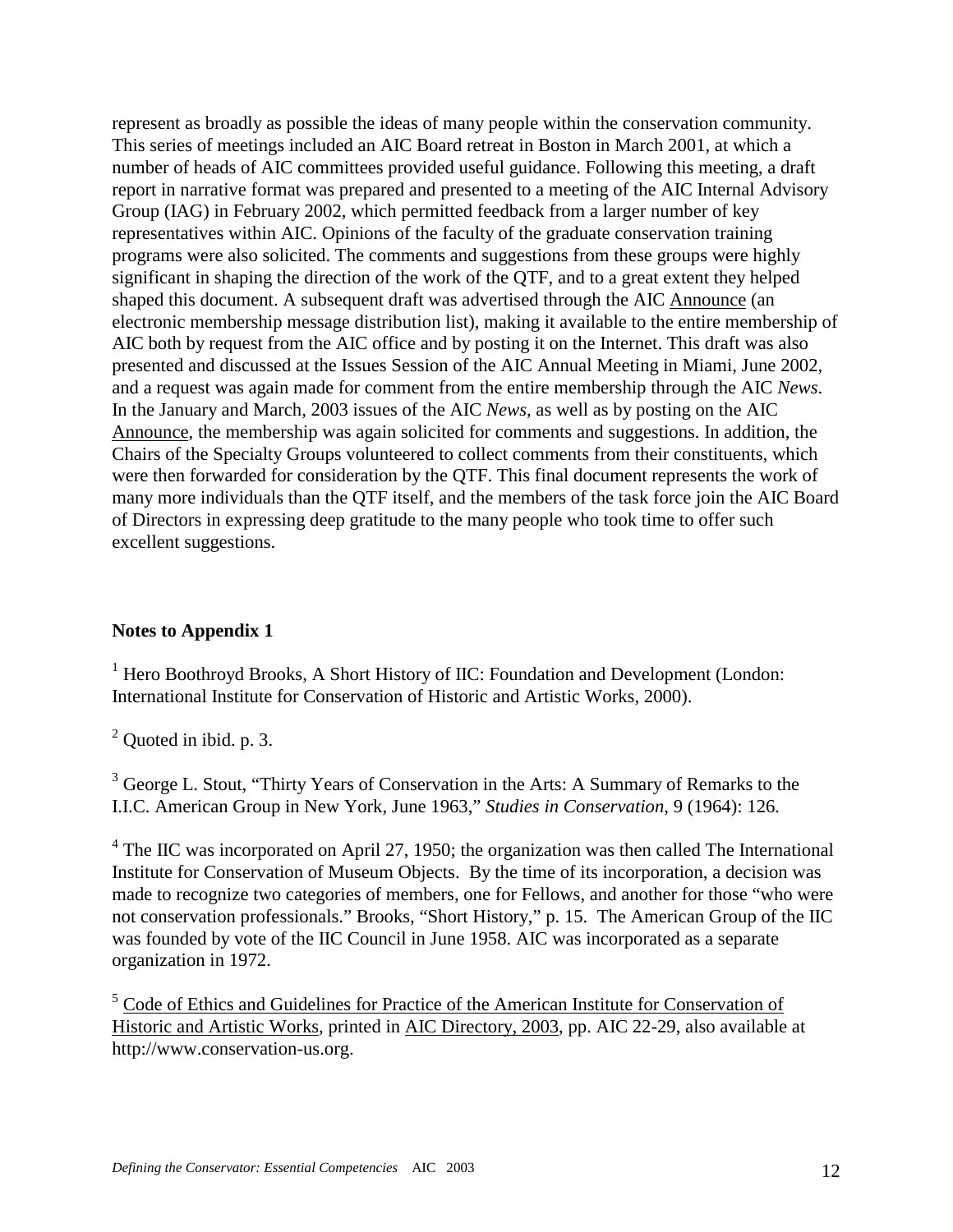represent as broadly as possible the ideas of many people within the conservation community. This series of meetings included an AIC Board retreat in Boston in March 2001, at which a number of heads of AIC committees provided useful guidance. Following this meeting, a draft report in narrative format was prepared and presented to a meeting of the AIC Internal Advisory Group (IAG) in February 2002, which permitted feedback from a larger number of key representatives within AIC. Opinions of the faculty of the graduate conservation training programs were also solicited. The comments and suggestions from these groups were highly significant in shaping the direction of the work of the QTF, and to a great extent they helped shaped this document. A subsequent draft was advertised through the AIC Announce (an electronic membership message distribution list), making it available to the entire membership of AIC both by request from the AIC office and by posting it on the Internet. This draft was also presented and discussed at the Issues Session of the AIC Annual Meeting in Miami, June 2002, and a request was again made for comment from the entire membership through the AIC *News*. In the January and March, 2003 issues of the AIC *News*, as well as by posting on the AIC Announce, the membership was again solicited for comments and suggestions. In addition, the Chairs of the Specialty Groups volunteered to collect comments from their constituents, which were then forwarded for consideration by the QTF. This final document represents the work of many more individuals than the QTF itself, and the members of the task force join the AIC Board of Directors in expressing deep gratitude to the many people who took time to offer such excellent suggestions.

**Notes to Appendix 1**

[1] Hero Boothroyd Brooks, A Short History of IIC: Foundation and Development (London: International Institute for Conservation of Historic and Artistic Works, 2000).

[2] Quoted in ibid. p. 3.

[3] George L. Stout, "Thirty Years of Conservation in the Arts: A Summary of Remarks to the I.I.C. American Group in New York, June 1963," *Studies in Conservation*, 9 (1964): 126.

[4] The IIC was incorporated on April 27, 1950; the organization was then called The International Institute for Conservation of Museum Objects. By the time of its incorporation, a decision was made to recognize two categories of members, one for Fellows, and another for those "who were not conservation professionals." Brooks, "Short History," p. 15. The American Group of the IIC was founded by vote of the IIC Council in June 1958. AIC was incorporated as a separate organization in 1972.

[5] Code of Ethics and Guidelines for Practice of the American Institute for Conservation of Historic and Artistic Works, printed in AIC Directory, 2003, pp. AIC 22-29, also available at http://www.conservation-us.org.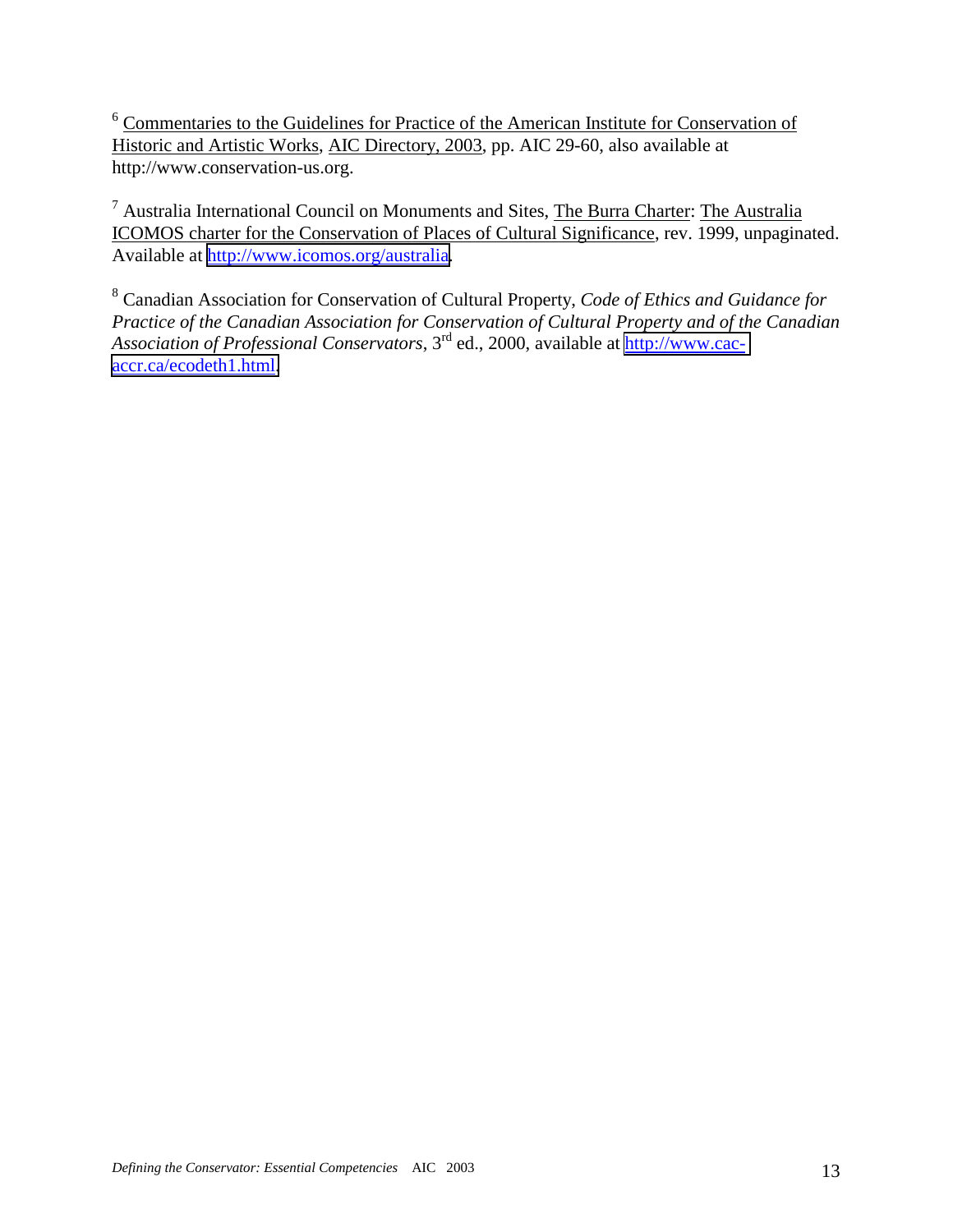[6] Commentaries to the Guidelines for Practice of the American Institute for Conservation of Historic and Artistic Works, AIC Directory, 2003, pp. AIC 29-60, also available at http://www.conservation-us.org.

[7] Australia International Council on Monuments and Sites, The Burra Charter: The Australia ICOMOS charter for the Conservation of Places of Cultural Significance, rev. 1999, unpaginated. Available at http://www.icomos.org/australia.

[8] Canadian Association for Conservation of Cultural Property, *Code of Ethics and Guidance for Practice of the Canadian Association for Conservation of Cultural Property and of the Canadian Association of Professional Conservators*, 3rd ed., 2000, available at http://www.cac-accr.ca/ecodeth1.html.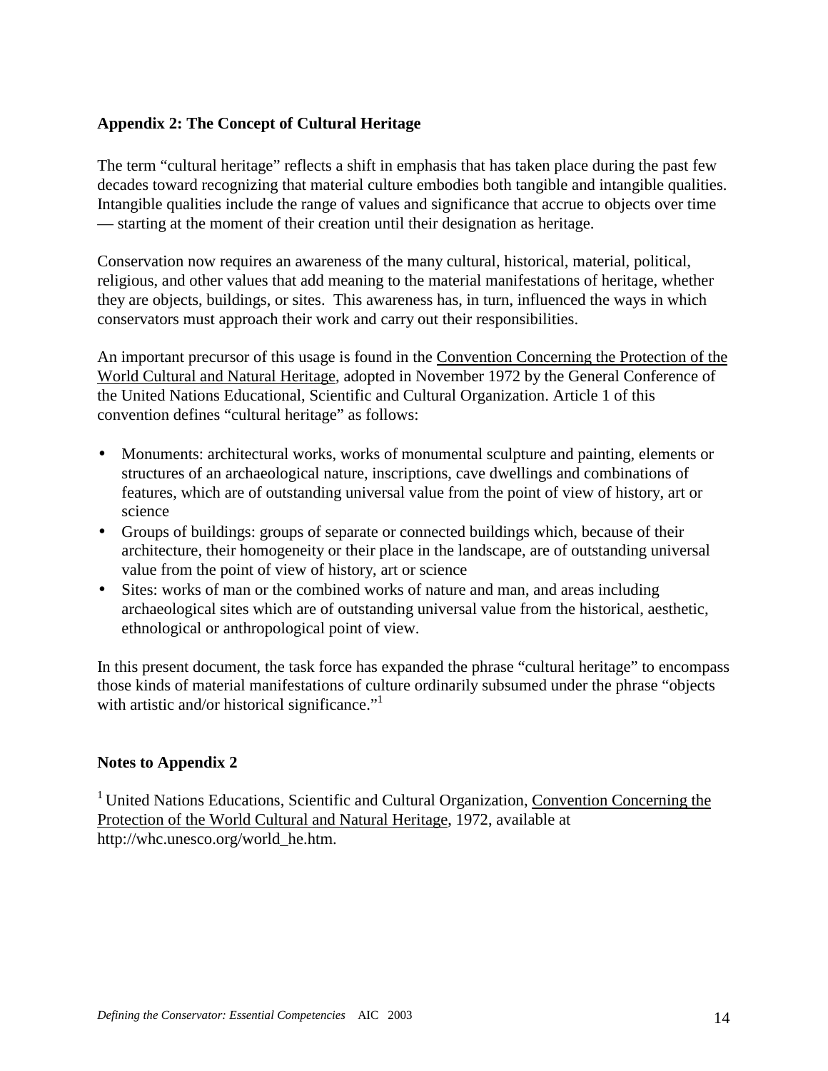## Appendix 2: The Concept of Cultural Heritage

The term "cultural heritage" reflects a shift in emphasis that has taken place during the past few decades toward recognizing that material culture embodies both tangible and intangible qualities. Intangible qualities include the range of values and significance that accrue to objects over time — starting at the moment of their creation until their designation as heritage.

Conservation now requires an awareness of the many cultural, historical, material, political, religious, and other values that add meaning to the material manifestations of heritage, whether they are objects, buildings, or sites. This awareness has, in turn, influenced the ways in which conservators must approach their work and carry out their responsibilities.

An important precursor of this usage is found in the Convention Concerning the Protection of the World Cultural and Natural Heritage, adopted in November 1972 by the General Conference of the United Nations Educational, Scientific and Cultural Organization. Article 1 of this convention defines "cultural heritage" as follows:

- Monuments: architectural works, works of monumental sculpture and painting, elements or structures of an archaeological nature, inscriptions, cave dwellings and combinations of features, which are of outstanding universal value from the point of view of history, art or science
- Groups of buildings: groups of separate or connected buildings which, because of their architecture, their homogeneity or their place in the landscape, are of outstanding universal value from the point of view of history, art or science
- Sites: works of man or the combined works of nature and man, and areas including archaeological sites which are of outstanding universal value from the historical, aesthetic, ethnological or anthropological point of view.

In this present document, the task force has expanded the phrase "cultural heritage" to encompass those kinds of material manifestations of culture ordinarily subsumed under the phrase "objects with artistic and/or historical significance."[1]

### Notes to Appendix 2

[1] United Nations Educations, Scientific and Cultural Organization, Convention Concerning the Protection of the World Cultural and Natural Heritage, 1972, available at http://whc.unesco.org/world_he.htm.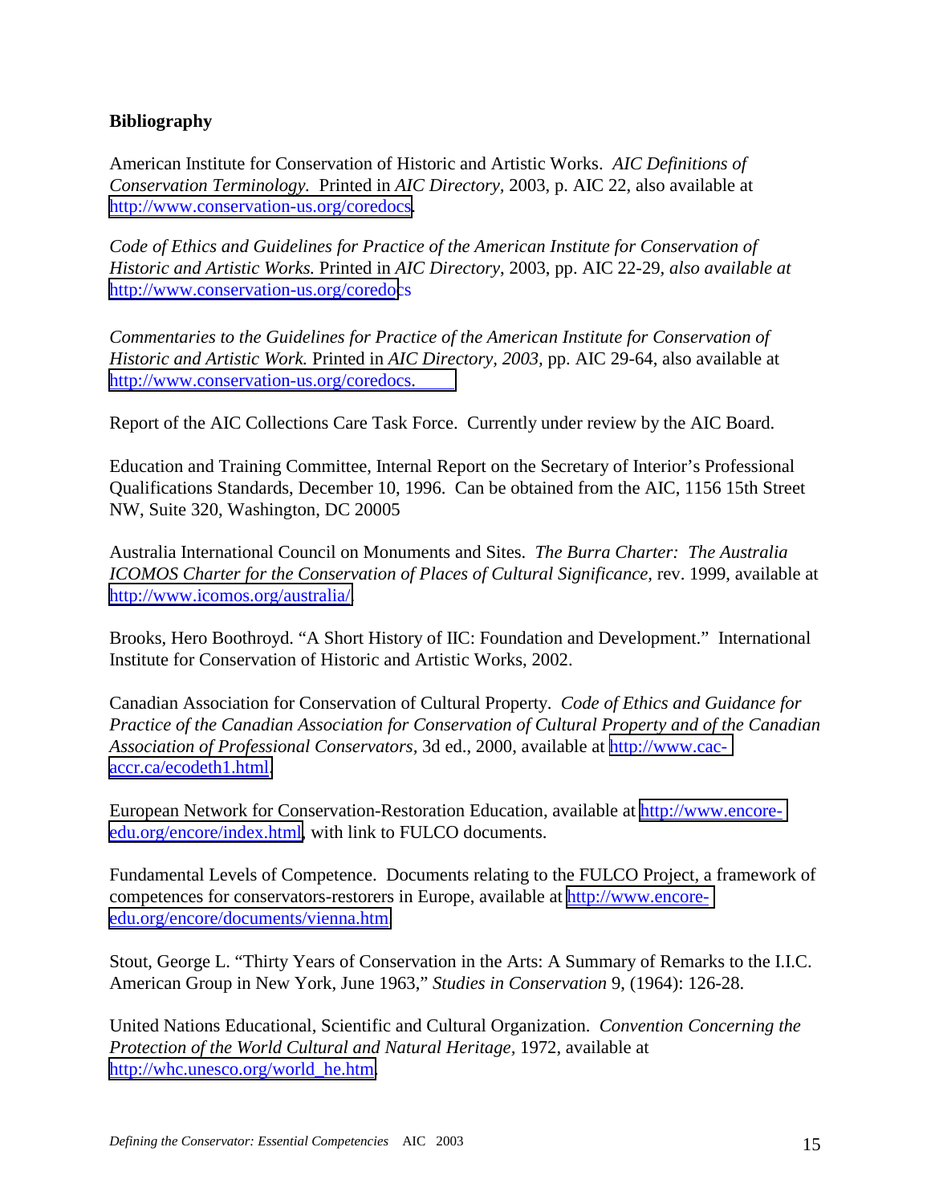**Bibliography**

American Institute for Conservation of Historic and Artistic Works. *AIC Definitions of Conservation Terminology.* Printed in *AIC Directory,* 2003, p. AIC 22, also available at http://www.conservation-us.org/coredocs.

*Code of Ethics and Guidelines for Practice of the American Institute for Conservation of Historic and Artistic Works.* Printed in *AIC Directory*, 2003, pp. AIC 22-29, *also available at* http://www.conservation-us.org/coredocs

*Commentaries to the Guidelines for Practice of the American Institute for Conservation of Historic and Artistic Work.* Printed in *AIC Directory, 2003,* pp. AIC 29-64, also available at http://www.conservation-us.org/coredocs.

Report of the AIC Collections Care Task Force. Currently under review by the AIC Board.

Education and Training Committee, Internal Report on the Secretary of Interior's Professional Qualifications Standards, December 10, 1996. Can be obtained from the AIC, 1156 15th Street NW, Suite 320, Washington, DC 20005

Australia International Council on Monuments and Sites. *The Burra Charter: The Australia ICOMOS Charter for the Conservation of Places of Cultural Significance,* rev. 1999, available at http://www.icomos.org/australia/.

Brooks, Hero Boothroyd. "A Short History of IIC: Foundation and Development." International Institute for Conservation of Historic and Artistic Works, 2002.

Canadian Association for Conservation of Cultural Property. *Code of Ethics and Guidance for Practice of the Canadian Association for Conservation of Cultural Property and of the Canadian Association of Professional Conservators,* 3d ed., 2000, available at http://www.cac-accr.ca/ecodeth1.html.

European Network for Conservation-Restoration Education, available at http://www.encore-edu.org/encore/index.html, with link to FULCO documents.

Fundamental Levels of Competence. Documents relating to the FULCO Project, a framework of competences for conservators-restorers in Europe, available at http://www.encore-edu.org/encore/documents/vienna.htm.

Stout, George L. "Thirty Years of Conservation in the Arts: A Summary of Remarks to the I.I.C. American Group in New York, June 1963," *Studies in Conservation* 9, (1964): 126-28.

United Nations Educational, Scientific and Cultural Organization. *Convention Concerning the Protection of the World Cultural and Natural Heritage,* 1972, available at http://whc.unesco.org/world_he.htm.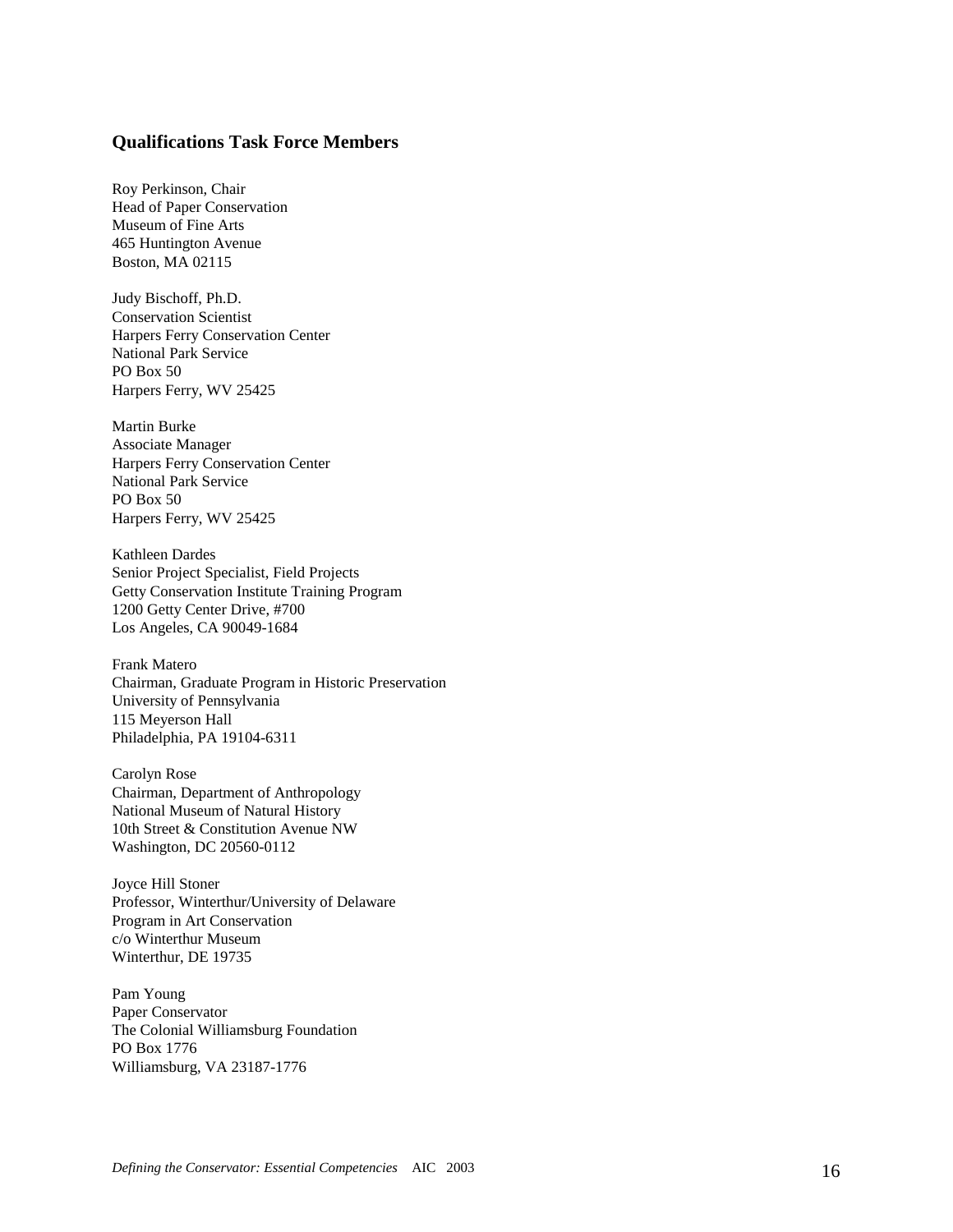## Qualifications Task Force Members

Roy Perkinson, Chair
Head of Paper Conservation
Museum of Fine Arts
465 Huntington Avenue
Boston, MA 02115

Judy Bischoff, Ph.D.
Conservation Scientist
Harpers Ferry Conservation Center
National Park Service
PO Box 50
Harpers Ferry, WV 25425

Martin Burke
Associate Manager
Harpers Ferry Conservation Center
National Park Service
PO Box 50
Harpers Ferry, WV 25425

Kathleen Dardes
Senior Project Specialist, Field Projects
Getty Conservation Institute Training Program
1200 Getty Center Drive, #700
Los Angeles, CA 90049-1684

Frank Matero
Chairman, Graduate Program in Historic Preservation
University of Pennsylvania
115 Meyerson Hall
Philadelphia, PA 19104-6311

Carolyn Rose
Chairman, Department of Anthropology
National Museum of Natural History
10th Street & Constitution Avenue NW
Washington, DC 20560-0112

Joyce Hill Stoner
Professor, Winterthur/University of Delaware
Program in Art Conservation
c/o Winterthur Museum
Winterthur, DE 19735

Pam Young
Paper Conservator
The Colonial Williamsburg Foundation
PO Box 1776
Williamsburg, VA 23187-1776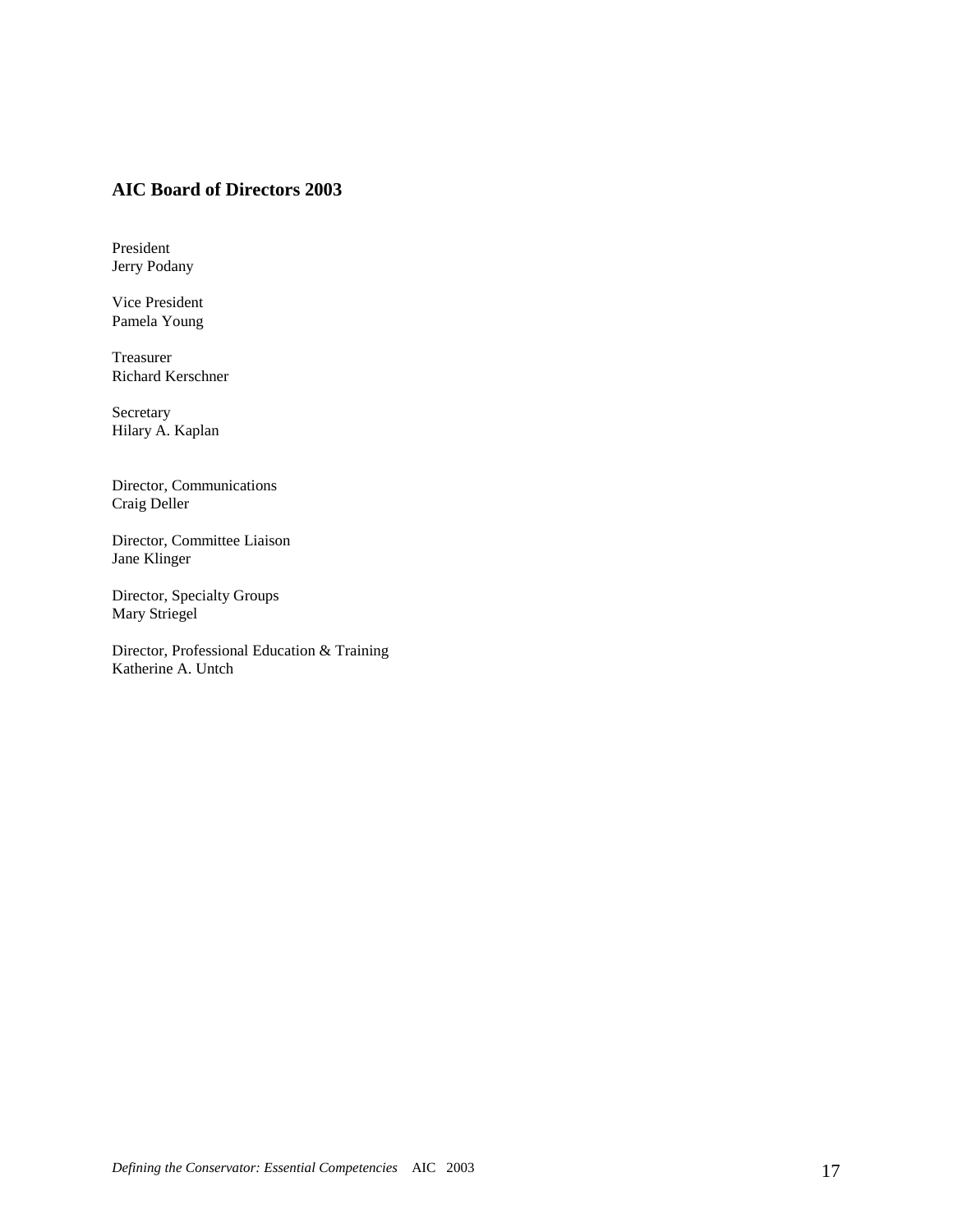## AIC Board of Directors 2003

President
Jerry Podany

Vice President
Pamela Young

Treasurer
Richard Kerschner

Secretary
Hilary A. Kaplan

Director, Communications
Craig Deller

Director, Committee Liaison
Jane Klinger

Director, Specialty Groups
Mary Striegel

Director, Professional Education & Training
Katherine A. Untch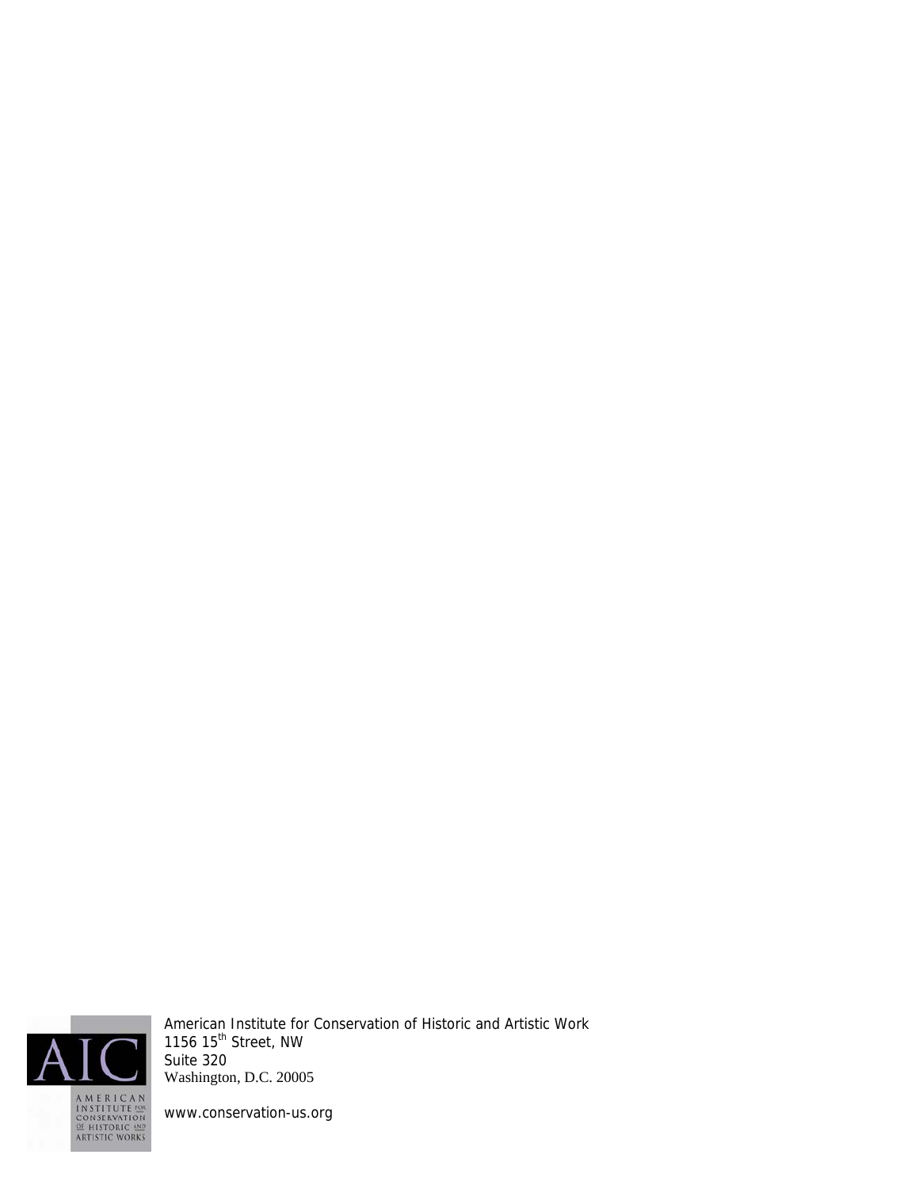American Institute for Conservation of Historic and Artistic Work
1156 15th Street, NW
Suite 320
Washington, D.C. 20005

www.conservation-us.org